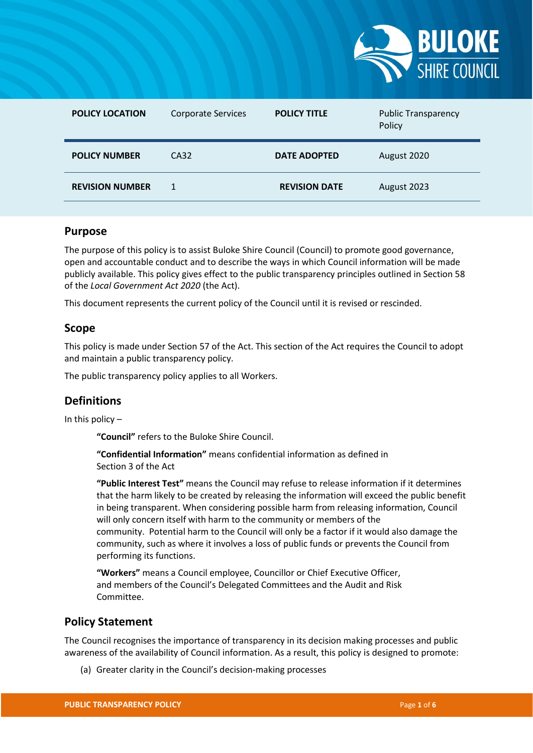| POLICY LOCATION | Corporate Services | POLICY TITLE | Public Transparency Policy |
|---|---|---|---|
| POLICY NUMBER | CA32 | DATE ADOPTED | August 2020 |
| REVISION NUMBER | 1 | REVISION DATE | August 2023 |

## Purpose

The purpose of this policy is to assist Buloke Shire Council (Council) to promote good governance, open and accountable conduct and to describe the ways in which Council information will be made publicly available. This policy gives effect to the public transparency principles outlined in Section 58 of the *Local Government Act 2020* (the Act).

This document represents the current policy of the Council until it is revised or rescinded.

## Scope

This policy is made under Section 57 of the Act. This section of the Act requires the Council to adopt and maintain a public transparency policy.

The public transparency policy applies to all Workers.

## Definitions

In this policy –

**"Council"** refers to the Buloke Shire Council.

**"Confidential Information"** means confidential information as defined in Section 3 of the Act

**"Public Interest Test"** means the Council may refuse to release information if it determines that the harm likely to be created by releasing the information will exceed the public benefit in being transparent. When considering possible harm from releasing information, Council will only concern itself with harm to the community or members of the community. Potential harm to the Council will only be a factor if it would also damage the community, such as where it involves a loss of public funds or prevents the Council from performing its functions.

**"Workers"** means a Council employee, Councillor or Chief Executive Officer, and members of the Council's Delegated Committees and the Audit and Risk Committee.

## Policy Statement

The Council recognises the importance of transparency in its decision making processes and public awareness of the availability of Council information. As a result, this policy is designed to promote:

(a) Greater clarity in the Council's decision-making processes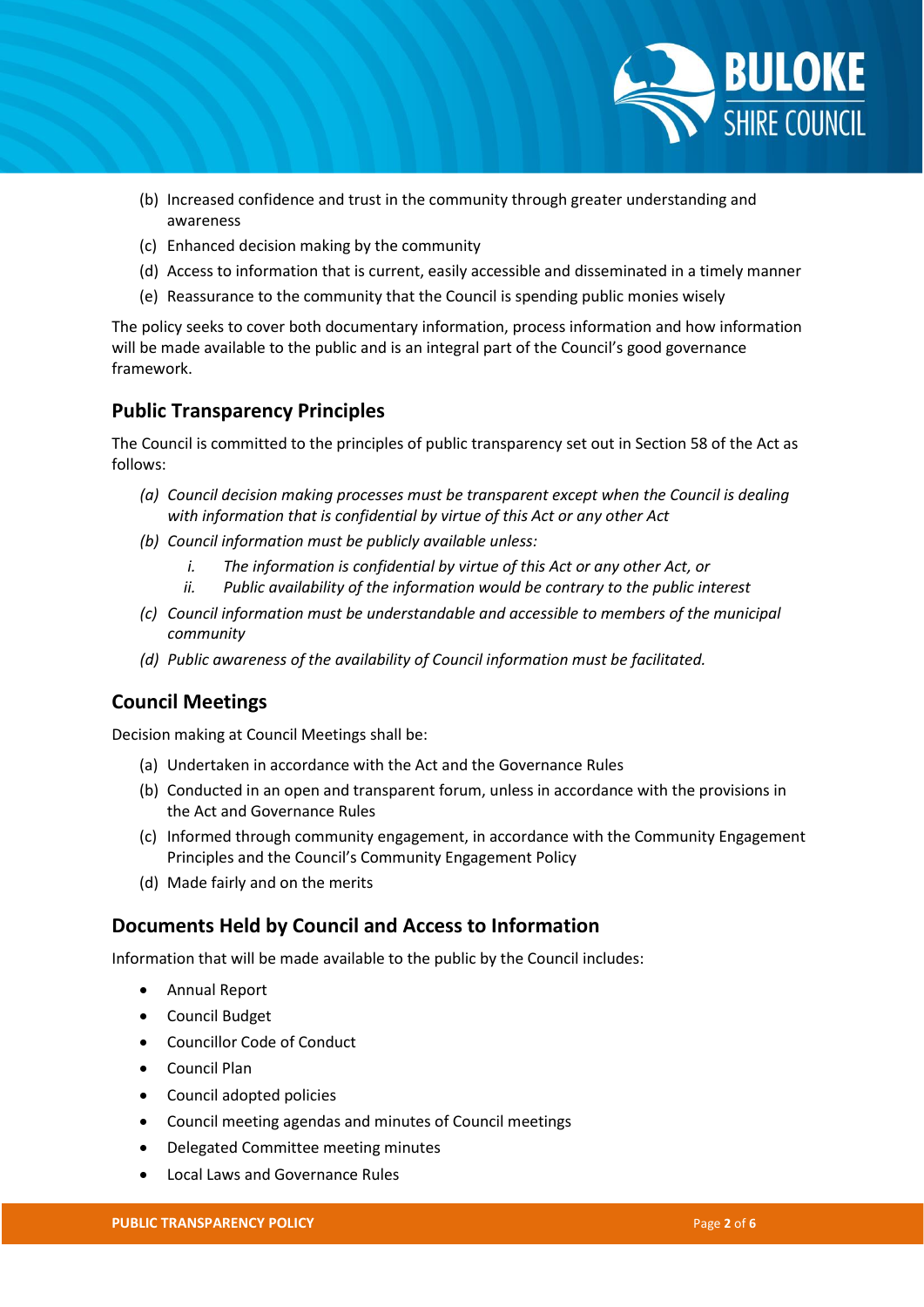(b) Increased confidence and trust in the community through greater understanding and awareness
(c) Enhanced decision making by the community
(d) Access to information that is current, easily accessible and disseminated in a timely manner
(e) Reassurance to the community that the Council is spending public monies wisely

The policy seeks to cover both documentary information, process information and how information will be made available to the public and is an integral part of the Council's good governance framework.

## Public Transparency Principles

The Council is committed to the principles of public transparency set out in Section 58 of the Act as follows:

*(a) Council decision making processes must be transparent except when the Council is dealing with information that is confidential by virtue of this Act or any other Act*
*(b) Council information must be publicly available unless:*
  *i. The information is confidential by virtue of this Act or any other Act, or*
  *ii. Public availability of the information would be contrary to the public interest*
*(c) Council information must be understandable and accessible to members of the municipal community*
*(d) Public awareness of the availability of Council information must be facilitated.*

## Council Meetings

Decision making at Council Meetings shall be:

(a) Undertaken in accordance with the Act and the Governance Rules
(b) Conducted in an open and transparent forum, unless in accordance with the provisions in the Act and Governance Rules
(c) Informed through community engagement, in accordance with the Community Engagement Principles and the Council's Community Engagement Policy
(d) Made fairly and on the merits

## Documents Held by Council and Access to Information

Information that will be made available to the public by the Council includes:

- Annual Report
- Council Budget
- Councillor Code of Conduct
- Council Plan
- Council adopted policies
- Council meeting agendas and minutes of Council meetings
- Delegated Committee meeting minutes
- Local Laws and Governance Rules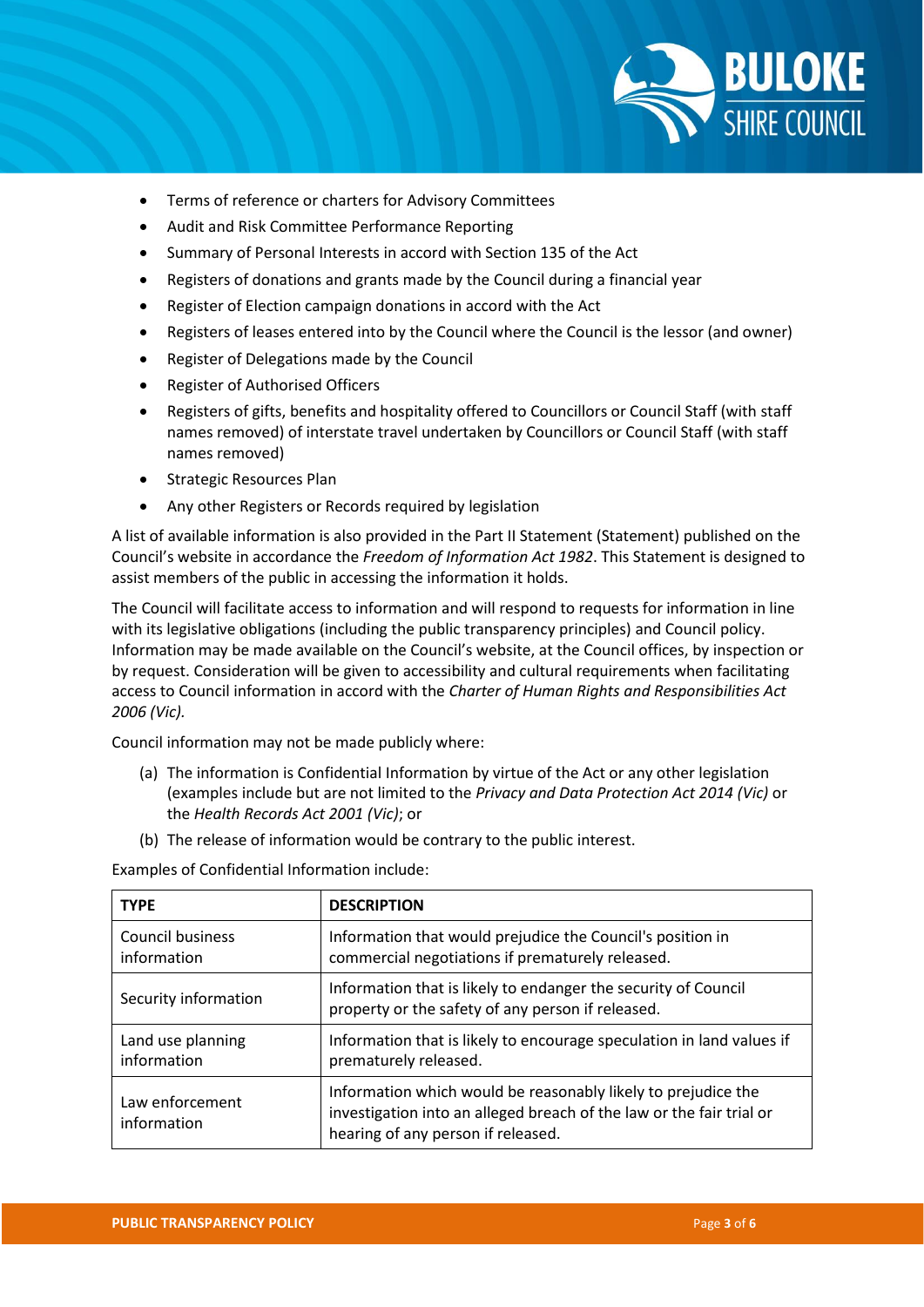- Terms of reference or charters for Advisory Committees
- Audit and Risk Committee Performance Reporting
- Summary of Personal Interests in accord with Section 135 of the Act
- Registers of donations and grants made by the Council during a financial year
- Register of Election campaign donations in accord with the Act
- Registers of leases entered into by the Council where the Council is the lessor (and owner)
- Register of Delegations made by the Council
- Register of Authorised Officers
- Registers of gifts, benefits and hospitality offered to Councillors or Council Staff (with staff names removed) of interstate travel undertaken by Councillors or Council Staff (with staff names removed)
- Strategic Resources Plan
- Any other Registers or Records required by legislation

A list of available information is also provided in the Part II Statement (Statement) published on the Council's website in accordance the *Freedom of Information Act 1982*. This Statement is designed to assist members of the public in accessing the information it holds.

The Council will facilitate access to information and will respond to requests for information in line with its legislative obligations (including the public transparency principles) and Council policy. Information may be made available on the Council's website, at the Council offices, by inspection or by request. Consideration will be given to accessibility and cultural requirements when facilitating access to Council information in accord with the *Charter of Human Rights and Responsibilities Act 2006 (Vic).*

Council information may not be made publicly where:

(a) The information is Confidential Information by virtue of the Act or any other legislation (examples include but are not limited to the *Privacy and Data Protection Act 2014 (Vic)* or the *Health Records Act 2001 (Vic)*; or

(b) The release of information would be contrary to the public interest.

Examples of Confidential Information include:

| TYPE | DESCRIPTION |
|---|---|
| Council business information | Information that would prejudice the Council's position in commercial negotiations if prematurely released. |
| Security information | Information that is likely to endanger the security of Council property or the safety of any person if released. |
| Land use planning information | Information that is likely to encourage speculation in land values if prematurely released. |
| Law enforcement information | Information which would be reasonably likely to prejudice the investigation into an alleged breach of the law or the fair trial or hearing of any person if released. |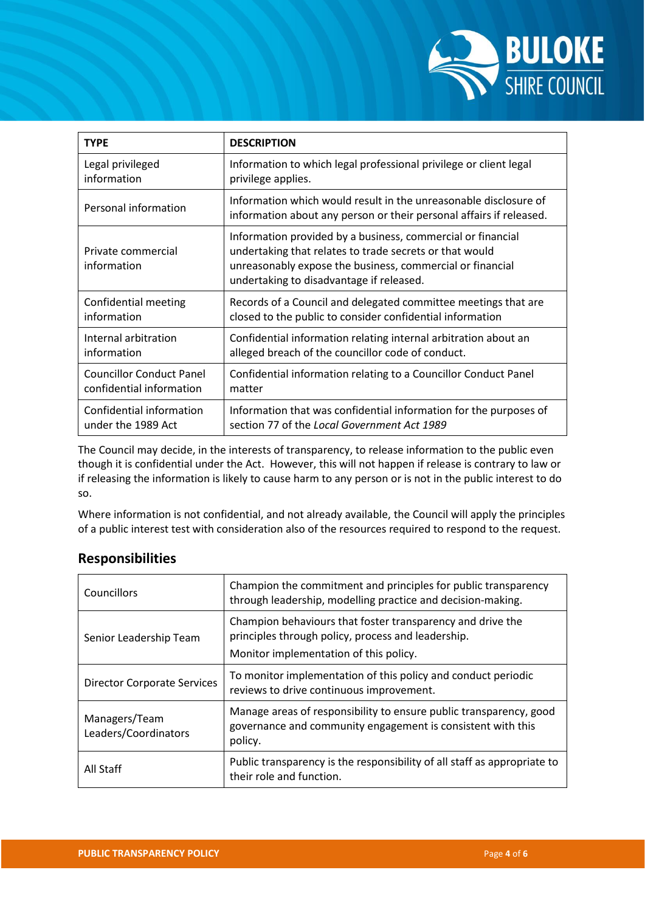| TYPE | DESCRIPTION |
| --- | --- |
| Legal privileged information | Information to which legal professional privilege or client legal privilege applies. |
| Personal information | Information which would result in the unreasonable disclosure of information about any person or their personal affairs if released. |
| Private commercial information | Information provided by a business, commercial or financial undertaking that relates to trade secrets or that would unreasonably expose the business, commercial or financial undertaking to disadvantage if released. |
| Confidential meeting information | Records of a Council and delegated committee meetings that are closed to the public to consider confidential information |
| Internal arbitration information | Confidential information relating internal arbitration about an alleged breach of the councillor code of conduct. |
| Councillor Conduct Panel confidential information | Confidential information relating to a Councillor Conduct Panel matter |
| Confidential information under the 1989 Act | Information that was confidential information for the purposes of section 77 of the *Local Government Act 1989* |

The Council may decide, in the interests of transparency, to release information to the public even though it is confidential under the Act. However, this will not happen if release is contrary to law or if releasing the information is likely to cause harm to any person or is not in the public interest to do so.

Where information is not confidential, and not already available, the Council will apply the principles of a public interest test with consideration also of the resources required to respond to the request.

## Responsibilities

| | |
| --- | --- |
| Councillors | Champion the commitment and principles for public transparency through leadership, modelling practice and decision-making. |
| Senior Leadership Team | Champion behaviours that foster transparency and drive the principles through policy, process and leadership. Monitor implementation of this policy. |
| Director Corporate Services | To monitor implementation of this policy and conduct periodic reviews to drive continuous improvement. |
| Managers/Team Leaders/Coordinators | Manage areas of responsibility to ensure public transparency, good governance and community engagement is consistent with this policy. |
| All Staff | Public transparency is the responsibility of all staff as appropriate to their role and function. |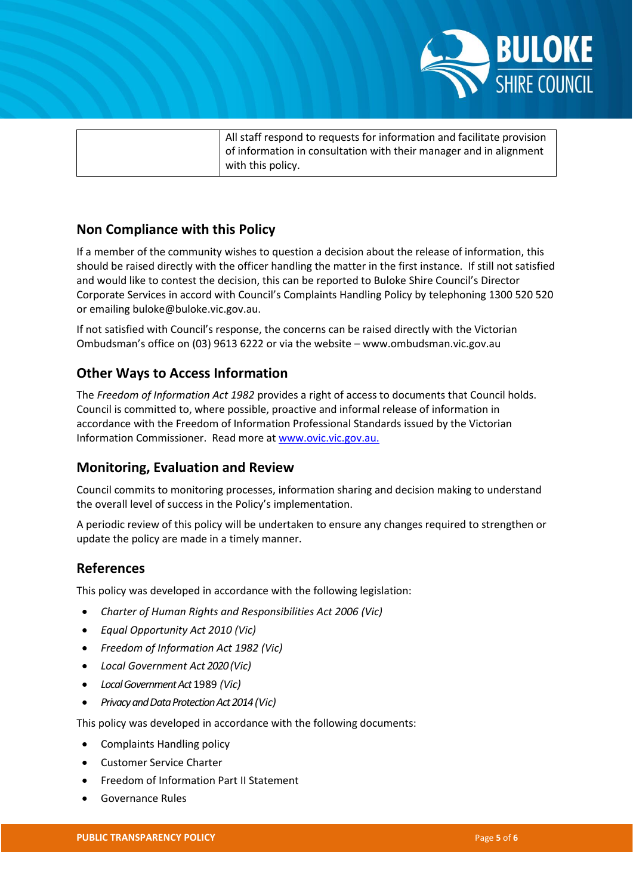| | All staff respond to requests for information and facilitate provision of information in consultation with their manager and in alignment with this policy. |
|---|---|

## Non Compliance with this Policy

If a member of the community wishes to question a decision about the release of information, this should be raised directly with the officer handling the matter in the first instance. If still not satisfied and would like to contest the decision, this can be reported to Buloke Shire Council's Director Corporate Services in accord with Council's Complaints Handling Policy by telephoning 1300 520 520 or emailing buloke@buloke.vic.gov.au.

If not satisfied with Council's response, the concerns can be raised directly with the Victorian Ombudsman's office on (03) 9613 6222 or via the website – www.ombudsman.vic.gov.au

## Other Ways to Access Information

The *Freedom of Information Act 1982* provides a right of access to documents that Council holds. Council is committed to, where possible, proactive and informal release of information in accordance with the Freedom of Information Professional Standards issued by the Victorian Information Commissioner. Read more at [www.ovic.vic.gov.au.](http://www.ovic.vic.gov.au)

## Monitoring, Evaluation and Review

Council commits to monitoring processes, information sharing and decision making to understand the overall level of success in the Policy's implementation.

A periodic review of this policy will be undertaken to ensure any changes required to strengthen or update the policy are made in a timely manner.

## References

This policy was developed in accordance with the following legislation:

- *Charter of Human Rights and Responsibilities Act 2006 (Vic)*
- *Equal Opportunity Act 2010 (Vic)*
- *Freedom of Information Act 1982 (Vic)*
- *Local Government Act 2020 (Vic)*
- *Local Government Act* 1989 *(Vic)*
- *Privacy and Data Protection Act 2014 (Vic)*

This policy was developed in accordance with the following documents:

- Complaints Handling policy
- Customer Service Charter
- Freedom of Information Part II Statement
- Governance Rules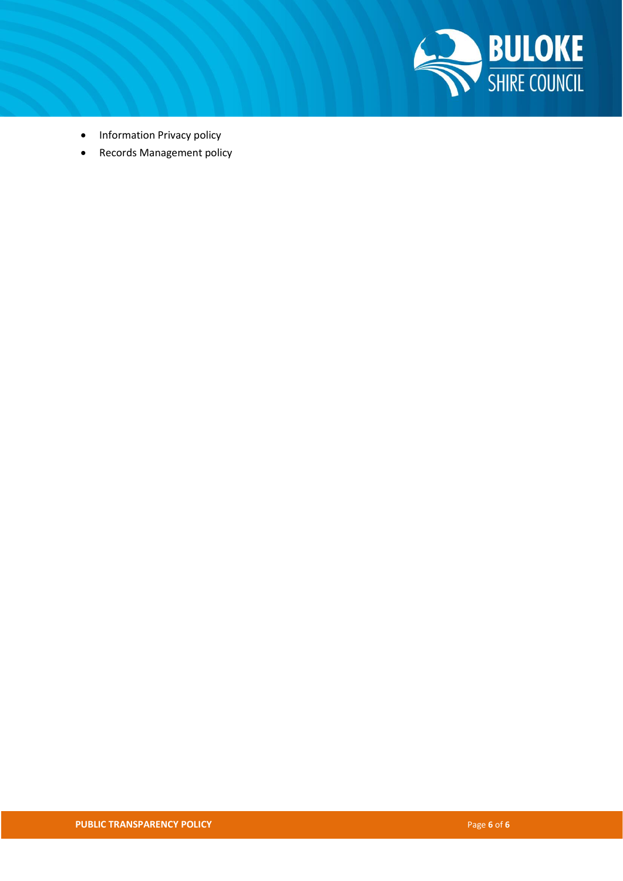- Information Privacy policy
- Records Management policy